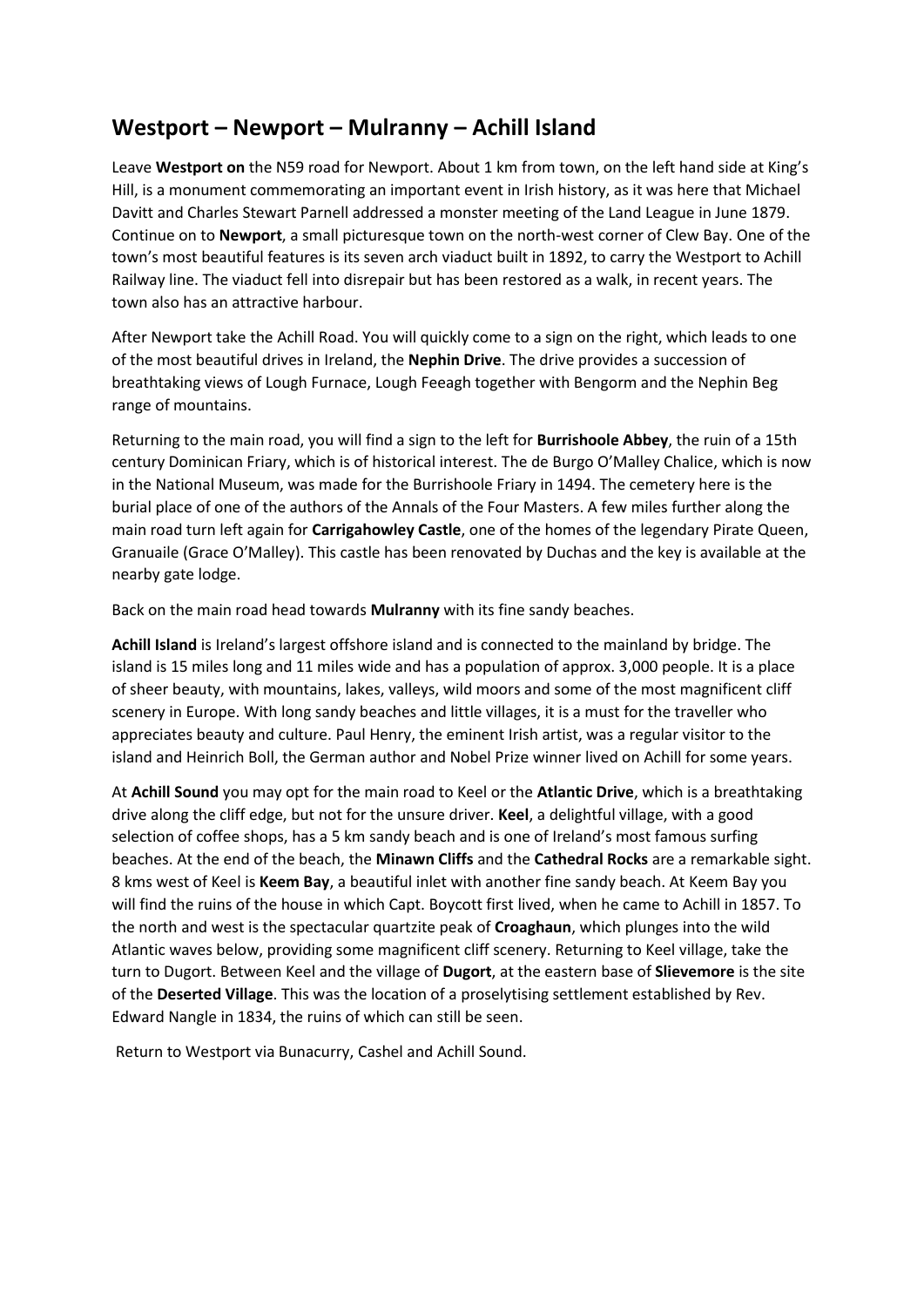## Westport – Newport – Mulranny – Achill Island

Leave **Westport on** the N59 road for Newport. About 1 km from town, on the left hand side at King's Hill, is a monument commemorating an important event in Irish history, as it was here that Michael Davitt and Charles Stewart Parnell addressed a monster meeting of the Land League in June 1879. Continue on to **Newport**, a small picturesque town on the north-west corner of Clew Bay. One of the town's most beautiful features is its seven arch viaduct built in 1892, to carry the Westport to Achill Railway line. The viaduct fell into disrepair but has been restored as a walk, in recent years. The town also has an attractive harbour.

After Newport take the Achill Road. You will quickly come to a sign on the right, which leads to one of the most beautiful drives in Ireland, the **Nephin Drive**. The drive provides a succession of breathtaking views of Lough Furnace, Lough Feeagh together with Bengorm and the Nephin Beg range of mountains.

Returning to the main road, you will find a sign to the left for **Burrishoole Abbey**, the ruin of a 15th century Dominican Friary, which is of historical interest. The de Burgo O'Malley Chalice, which is now in the National Museum, was made for the Burrishoole Friary in 1494. The cemetery here is the burial place of one of the authors of the Annals of the Four Masters. A few miles further along the main road turn left again for **Carrigahowley Castle**, one of the homes of the legendary Pirate Queen, Granuaile (Grace O'Malley). This castle has been renovated by Duchas and the key is available at the nearby gate lodge.

Back on the main road head towards **Mulranny** with its fine sandy beaches.

**Achill Island** is Ireland's largest offshore island and is connected to the mainland by bridge. The island is 15 miles long and 11 miles wide and has a population of approx. 3,000 people. It is a place of sheer beauty, with mountains, lakes, valleys, wild moors and some of the most magnificent cliff scenery in Europe. With long sandy beaches and little villages, it is a must for the traveller who appreciates beauty and culture. Paul Henry, the eminent Irish artist, was a regular visitor to the island and Heinrich Boll, the German author and Nobel Prize winner lived on Achill for some years.

At **Achill Sound** you may opt for the main road to Keel or the **Atlantic Drive**, which is a breathtaking drive along the cliff edge, but not for the unsure driver. **Keel**, a delightful village, with a good selection of coffee shops, has a 5 km sandy beach and is one of Ireland's most famous surfing beaches. At the end of the beach, the **Minawn Cliffs** and the **Cathedral Rocks** are a remarkable sight. 8 kms west of Keel is **Keem Bay**, a beautiful inlet with another fine sandy beach. At Keem Bay you will find the ruins of the house in which Capt. Boycott first lived, when he came to Achill in 1857. To the north and west is the spectacular quartzite peak of **Croaghaun**, which plunges into the wild Atlantic waves below, providing some magnificent cliff scenery. Returning to Keel village, take the turn to Dugort. Between Keel and the village of **Dugort**, at the eastern base of **Slievemore** is the site of the **Deserted Village**. This was the location of a proselytising settlement established by Rev. Edward Nangle in 1834, the ruins of which can still be seen.

Return to Westport via Bunacurry, Cashel and Achill Sound.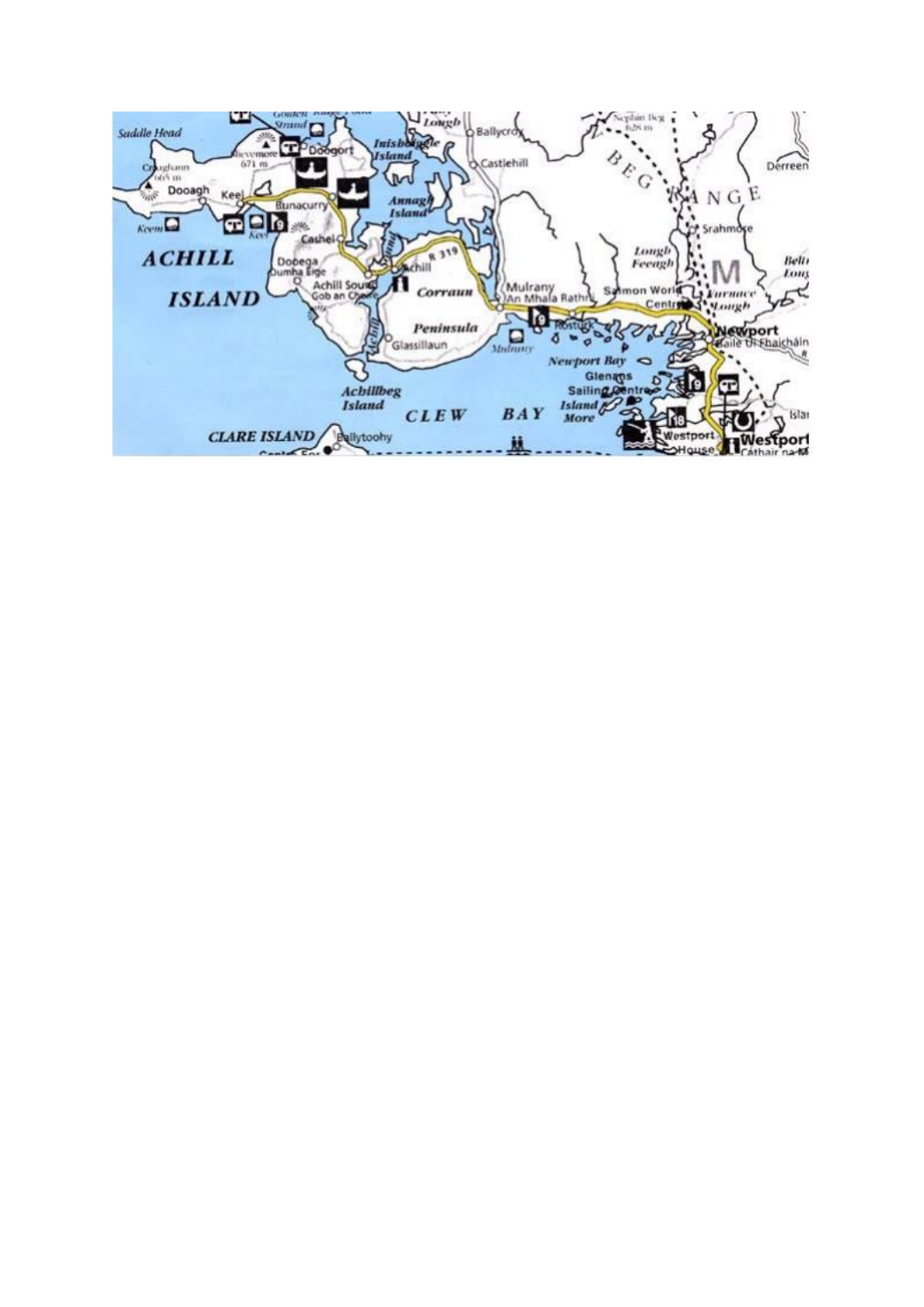Saddle Head
Croaghaun 665 m
Slievemore 671 m
Golden Strand
Doogort
Dooagh
Keel
Keem
Bunacurry
Cashel
Inishbiggle Island
Annagh Island
Ballycroy
Castlehill
Nephin Beg 628 m
BEG RANGE
Derreen
Srahmore
ACHILL ISLAND
Dooega
Dumha Éige
Achill Sound
Gob an Choire
Achill
R 319
Corraun Peninsula
Glassillaun
Mulrany
An Mhala Raithní
Mulrany
Rosturk
Lough Feeagh
Salmon World Centre
Furnace Lough
Newport
Baile Uí Fhiacháin
Newport Bay
Glenans Sailing Centre
Island More
Achillbeg Island
CLEW BAY
CLARE ISLAND
Ballytoohy
Westport House
Westport
Cathair na Mart